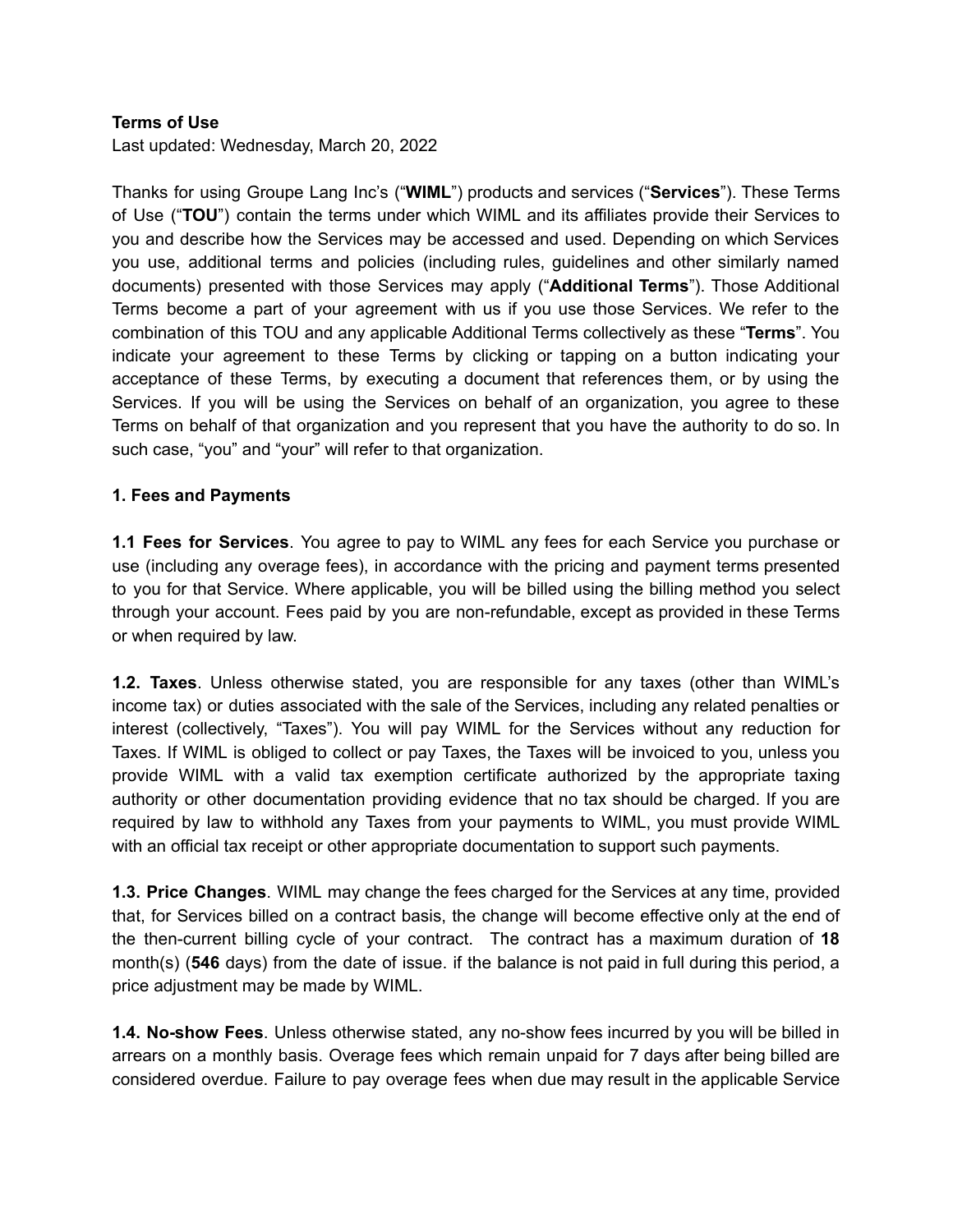**Terms of Use**

Last updated: Wednesday, March 20, 2022

Thanks for using Groupe Lang Inc's ("**WIML**") products and services ("**Services**"). These Terms of Use ("**TOU**") contain the terms under which WIML and its affiliates provide their Services to you and describe how the Services may be accessed and used. Depending on which Services you use, additional terms and policies (including rules, guidelines and other similarly named documents) presented with those Services may apply ("**Additional Terms**"). Those Additional Terms become a part of your agreement with us if you use those Services. We refer to the combination of this TOU and any applicable Additional Terms collectively as these "**Terms**". You indicate your agreement to these Terms by clicking or tapping on a button indicating your acceptance of these Terms, by executing a document that references them, or by using the Services. If you will be using the Services on behalf of an organization, you agree to these Terms on behalf of that organization and you represent that you have the authority to do so. In such case, "you" and "your" will refer to that organization.

**1. Fees and Payments**

**1.1 Fees for Services**. You agree to pay to WIML any fees for each Service you purchase or use (including any overage fees), in accordance with the pricing and payment terms presented to you for that Service. Where applicable, you will be billed using the billing method you select through your account. Fees paid by you are non-refundable, except as provided in these Terms or when required by law.

**1.2. Taxes**. Unless otherwise stated, you are responsible for any taxes (other than WIML's income tax) or duties associated with the sale of the Services, including any related penalties or interest (collectively, "Taxes"). You will pay WIML for the Services without any reduction for Taxes. If WIML is obliged to collect or pay Taxes, the Taxes will be invoiced to you, unless you provide WIML with a valid tax exemption certificate authorized by the appropriate taxing authority or other documentation providing evidence that no tax should be charged. If you are required by law to withhold any Taxes from your payments to WIML, you must provide WIML with an official tax receipt or other appropriate documentation to support such payments.

**1.3. Price Changes**. WIML may change the fees charged for the Services at any time, provided that, for Services billed on a contract basis, the change will become effective only at the end of the then-current billing cycle of your contract. The contract has a maximum duration of **18** month(s) (**546** days) from the date of issue. if the balance is not paid in full during this period, a price adjustment may be made by WIML.

**1.4. No-show Fees**. Unless otherwise stated, any no-show fees incurred by you will be billed in arrears on a monthly basis. Overage fees which remain unpaid for 7 days after being billed are considered overdue. Failure to pay overage fees when due may result in the applicable Service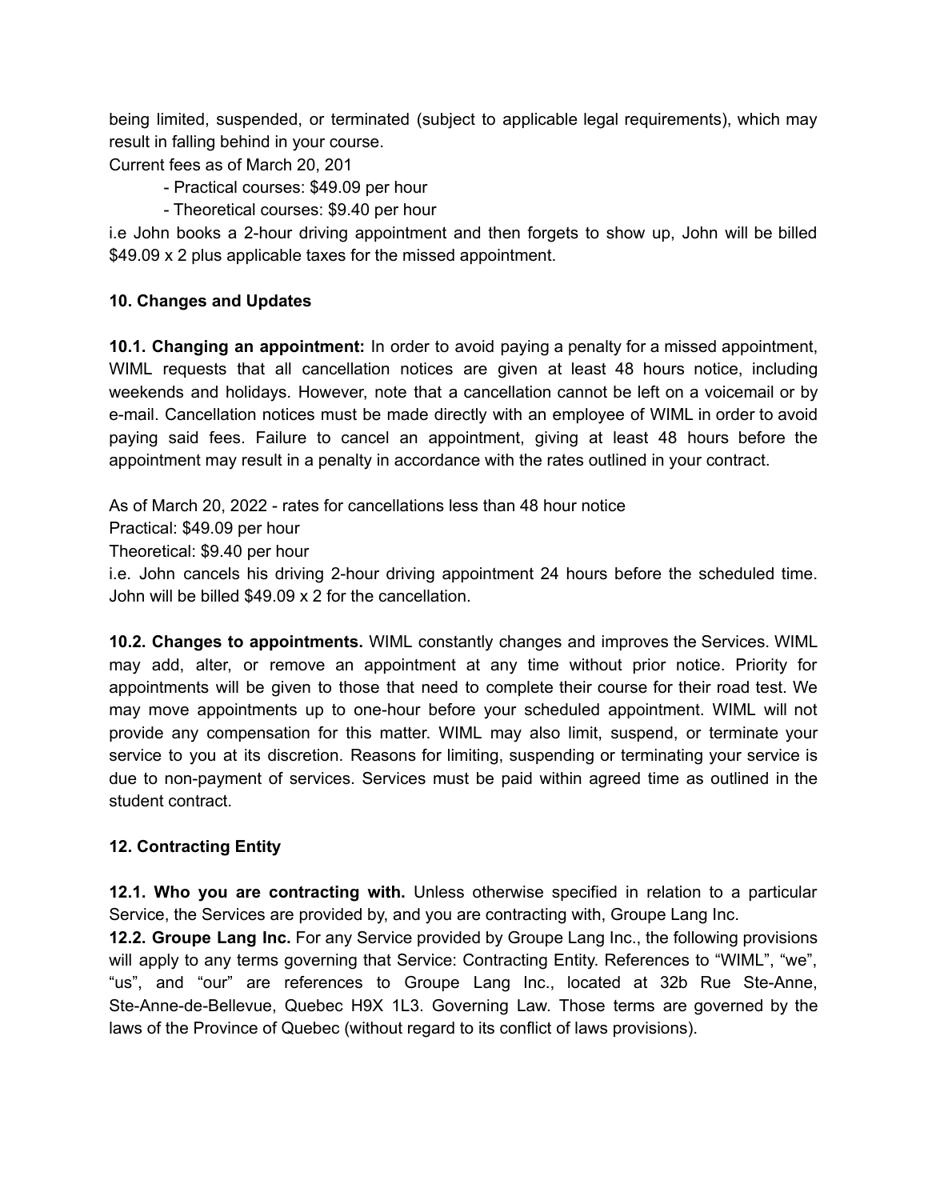being limited, suspended, or terminated (subject to applicable legal requirements), which may result in falling behind in your course.

Current fees as of March 20, 201

- Practical courses: $49.09 per hour
- Theoretical courses: $9.40 per hour

i.e John books a 2-hour driving appointment and then forgets to show up, John will be billed $49.09 x 2 plus applicable taxes for the missed appointment.

### 10. Changes and Updates

**10.1. Changing an appointment:** In order to avoid paying a penalty for a missed appointment, WIML requests that all cancellation notices are given at least 48 hours notice, including weekends and holidays. However, note that a cancellation cannot be left on a voicemail or by e-mail. Cancellation notices must be made directly with an employee of WIML in order to avoid paying said fees. Failure to cancel an appointment, giving at least 48 hours before the appointment may result in a penalty in accordance with the rates outlined in your contract.

As of March 20, 2022 - rates for cancellations less than 48 hour notice

Practical: $49.09 per hour

Theoretical: $9.40 per hour

i.e. John cancels his driving 2-hour driving appointment 24 hours before the scheduled time. John will be billed $49.09 x 2 for the cancellation.

**10.2. Changes to appointments.** WIML constantly changes and improves the Services. WIML may add, alter, or remove an appointment at any time without prior notice. Priority for appointments will be given to those that need to complete their course for their road test. We may move appointments up to one-hour before your scheduled appointment. WIML will not provide any compensation for this matter. WIML may also limit, suspend, or terminate your service to you at its discretion. Reasons for limiting, suspending or terminating your service is due to non-payment of services. Services must be paid within agreed time as outlined in the student contract.

### 12. Contracting Entity

**12.1. Who you are contracting with.** Unless otherwise specified in relation to a particular Service, the Services are provided by, and you are contracting with, Groupe Lang Inc.

**12.2. Groupe Lang Inc.** For any Service provided by Groupe Lang Inc., the following provisions will apply to any terms governing that Service: Contracting Entity. References to “WIML”, “we”, “us”, and “our” are references to Groupe Lang Inc., located at 32b Rue Ste-Anne, Ste-Anne-de-Bellevue, Quebec H9X 1L3. Governing Law. Those terms are governed by the laws of the Province of Quebec (without regard to its conflict of laws provisions).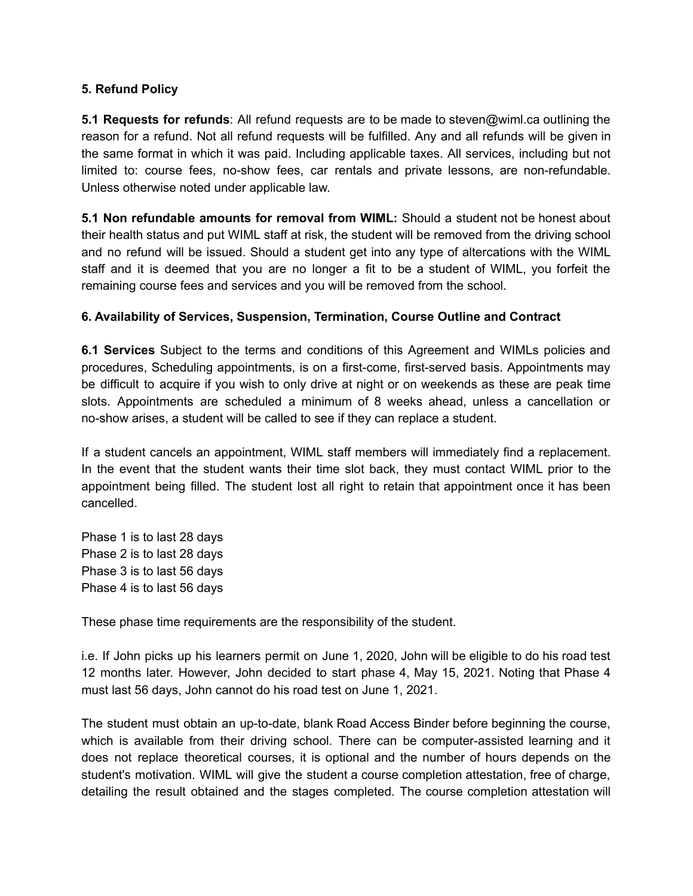**5. Refund Policy**

**5.1 Requests for refunds**: All refund requests are to be made to steven@wiml.ca outlining the reason for a refund. Not all refund requests will be fulfilled. Any and all refunds will be given in the same format in which it was paid. Including applicable taxes. All services, including but not limited to: course fees, no-show fees, car rentals and private lessons, are non-refundable. Unless otherwise noted under applicable law.

**5.1 Non refundable amounts for removal from WIML:** Should a student not be honest about their health status and put WIML staff at risk, the student will be removed from the driving school and no refund will be issued. Should a student get into any type of altercations with the WIML staff and it is deemed that you are no longer a fit to be a student of WIML, you forfeit the remaining course fees and services and you will be removed from the school.

**6. Availability of Services, Suspension, Termination, Course Outline and Contract**

**6.1 Services** Subject to the terms and conditions of this Agreement and WIMLs policies and procedures, Scheduling appointments, is on a first-come, first-served basis. Appointments may be difficult to acquire if you wish to only drive at night or on weekends as these are peak time slots. Appointments are scheduled a minimum of 8 weeks ahead, unless a cancellation or no-show arises, a student will be called to see if they can replace a student.

If a student cancels an appointment, WIML staff members will immediately find a replacement. In the event that the student wants their time slot back, they must contact WIML prior to the appointment being filled. The student lost all right to retain that appointment once it has been cancelled.

Phase 1 is to last 28 days
Phase 2 is to last 28 days
Phase 3 is to last 56 days
Phase 4 is to last 56 days

These phase time requirements are the responsibility of the student.

i.e. If John picks up his learners permit on June 1, 2020, John will be eligible to do his road test 12 months later. However, John decided to start phase 4, May 15, 2021. Noting that Phase 4 must last 56 days, John cannot do his road test on June 1, 2021.

The student must obtain an up-to-date, blank Road Access Binder before beginning the course, which is available from their driving school. There can be computer-assisted learning and it does not replace theoretical courses, it is optional and the number of hours depends on the student's motivation. WIML will give the student a course completion attestation, free of charge, detailing the result obtained and the stages completed. The course completion attestation will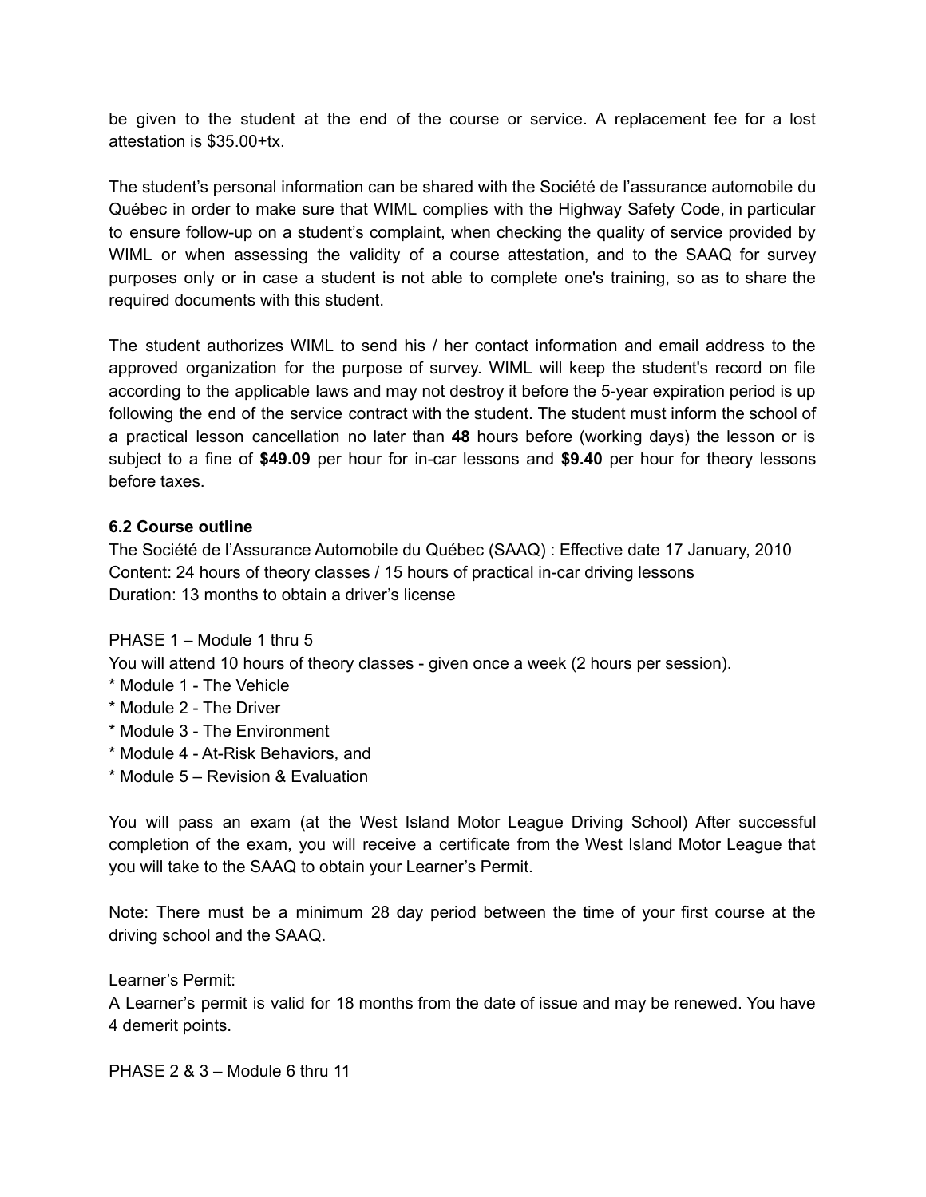be given to the student at the end of the course or service. A replacement fee for a lost attestation is $35.00+tx.

The student's personal information can be shared with the Société de l'assurance automobile du Québec in order to make sure that WIML complies with the Highway Safety Code, in particular to ensure follow-up on a student's complaint, when checking the quality of service provided by WIML or when assessing the validity of a course attestation, and to the SAAQ for survey purposes only or in case a student is not able to complete one's training, so as to share the required documents with this student.

The student authorizes WIML to send his / her contact information and email address to the approved organization for the purpose of survey. WIML will keep the student's record on file according to the applicable laws and may not destroy it before the 5-year expiration period is up following the end of the service contract with the student. The student must inform the school of a practical lesson cancellation no later than **48** hours before (working days) the lesson or is subject to a fine of **$49.09** per hour for in-car lessons and **$9.40** per hour for theory lessons before taxes.

**6.2 Course outline**

The Société de l'Assurance Automobile du Québec (SAAQ) : Effective date 17 January, 2010
Content: 24 hours of theory classes / 15 hours of practical in-car driving lessons
Duration: 13 months to obtain a driver's license

PHASE 1 – Module 1 thru 5
You will attend 10 hours of theory classes - given once a week (2 hours per session).

* Module 1 - The Vehicle
* Module 2 - The Driver
* Module 3 - The Environment
* Module 4 - At-Risk Behaviors, and
* Module 5 – Revision & Evaluation

You will pass an exam (at the West Island Motor League Driving School) After successful completion of the exam, you will receive a certificate from the West Island Motor League that you will take to the SAAQ to obtain your Learner's Permit.

Note: There must be a minimum 28 day period between the time of your first course at the driving school and the SAAQ.

Learner's Permit:
A Learner's permit is valid for 18 months from the date of issue and may be renewed. You have 4 demerit points.

PHASE 2 & 3 – Module 6 thru 11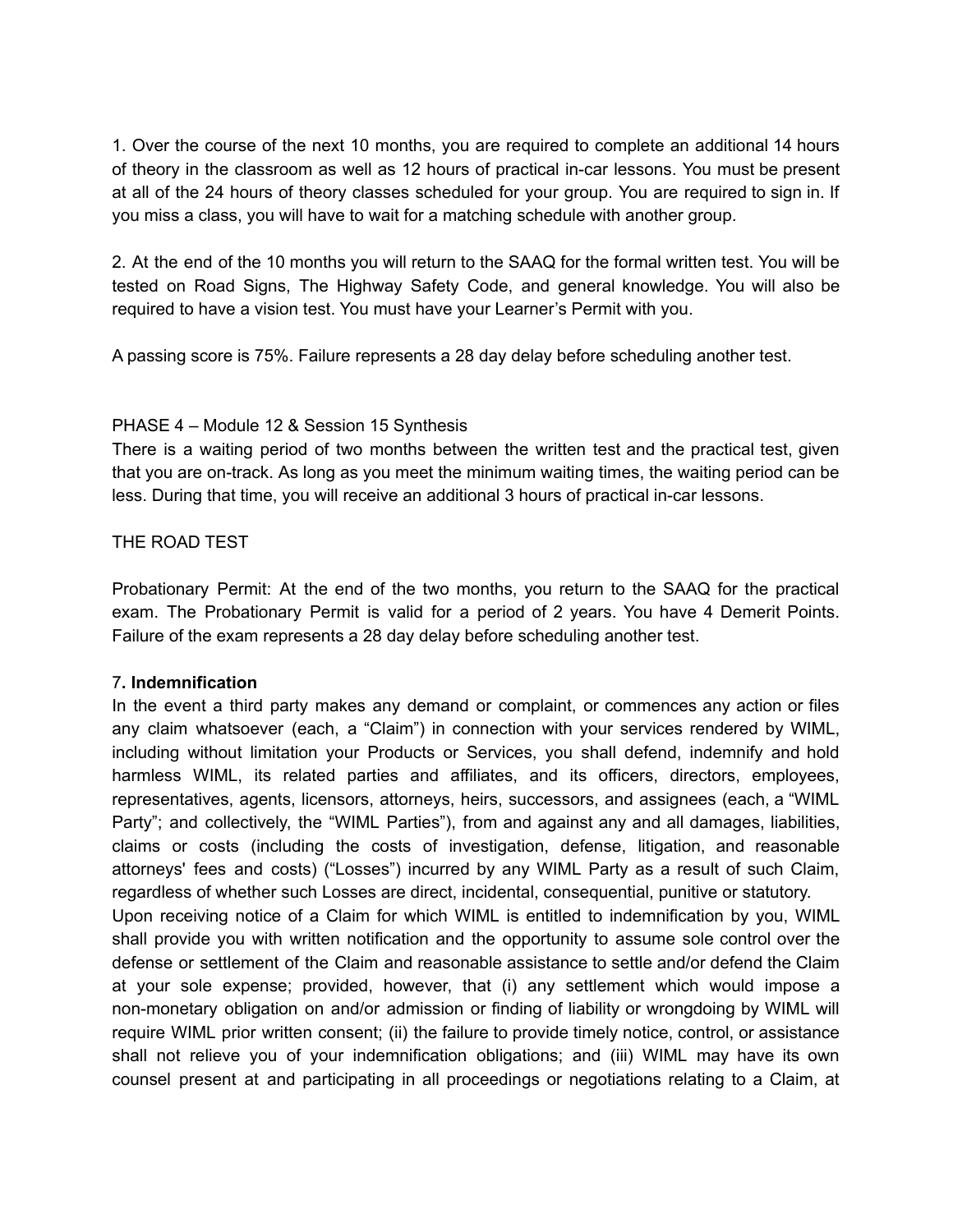1. Over the course of the next 10 months, you are required to complete an additional 14 hours of theory in the classroom as well as 12 hours of practical in-car lessons. You must be present at all of the 24 hours of theory classes scheduled for your group. You are required to sign in. If you miss a class, you will have to wait for a matching schedule with another group.

2. At the end of the 10 months you will return to the SAAQ for the formal written test. You will be tested on Road Signs, The Highway Safety Code, and general knowledge. You will also be required to have a vision test. You must have your Learner's Permit with you.

A passing score is 75%. Failure represents a 28 day delay before scheduling another test.

PHASE 4 – Module 12 & Session 15 Synthesis

There is a waiting period of two months between the written test and the practical test, given that you are on-track. As long as you meet the minimum waiting times, the waiting period can be less. During that time, you will receive an additional 3 hours of practical in-car lessons.

THE ROAD TEST

Probationary Permit: At the end of the two months, you return to the SAAQ for the practical exam. The Probationary Permit is valid for a period of 2 years. You have 4 Demerit Points. Failure of the exam represents a 28 day delay before scheduling another test.

7**. Indemnification**

In the event a third party makes any demand or complaint, or commences any action or files any claim whatsoever (each, a "Claim") in connection with your services rendered by WIML, including without limitation your Products or Services, you shall defend, indemnify and hold harmless WIML, its related parties and affiliates, and its officers, directors, employees, representatives, agents, licensors, attorneys, heirs, successors, and assignees (each, a "WIML Party"; and collectively, the "WIML Parties"), from and against any and all damages, liabilities, claims or costs (including the costs of investigation, defense, litigation, and reasonable attorneys' fees and costs) ("Losses") incurred by any WIML Party as a result of such Claim, regardless of whether such Losses are direct, incidental, consequential, punitive or statutory.

Upon receiving notice of a Claim for which WIML is entitled to indemnification by you, WIML shall provide you with written notification and the opportunity to assume sole control over the defense or settlement of the Claim and reasonable assistance to settle and/or defend the Claim at your sole expense; provided, however, that (i) any settlement which would impose a non-monetary obligation on and/or admission or finding of liability or wrongdoing by WIML will require WIML prior written consent; (ii) the failure to provide timely notice, control, or assistance shall not relieve you of your indemnification obligations; and (iii) WIML may have its own counsel present at and participating in all proceedings or negotiations relating to a Claim, at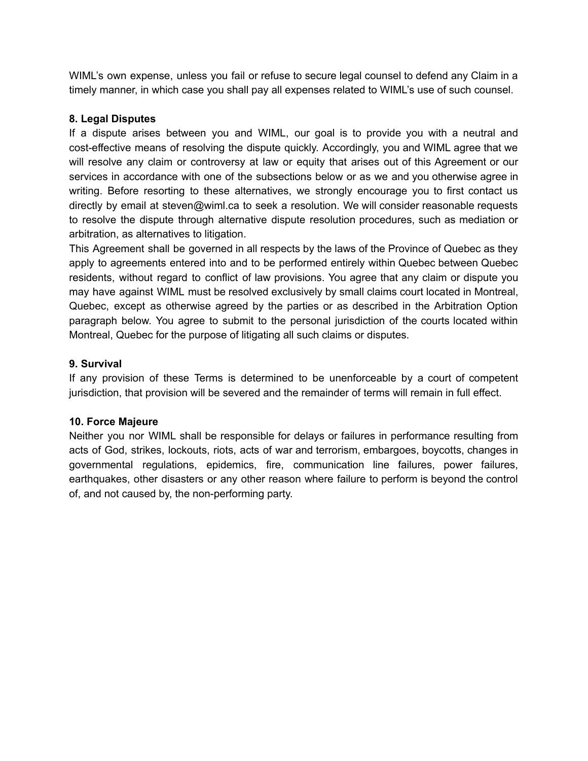WIML's own expense, unless you fail or refuse to secure legal counsel to defend any Claim in a timely manner, in which case you shall pay all expenses related to WIML's use of such counsel.

**8. Legal Disputes**

If a dispute arises between you and WIML, our goal is to provide you with a neutral and cost-effective means of resolving the dispute quickly. Accordingly, you and WIML agree that we will resolve any claim or controversy at law or equity that arises out of this Agreement or our services in accordance with one of the subsections below or as we and you otherwise agree in writing. Before resorting to these alternatives, we strongly encourage you to first contact us directly by email at steven@wiml.ca to seek a resolution. We will consider reasonable requests to resolve the dispute through alternative dispute resolution procedures, such as mediation or arbitration, as alternatives to litigation.

This Agreement shall be governed in all respects by the laws of the Province of Quebec as they apply to agreements entered into and to be performed entirely within Quebec between Quebec residents, without regard to conflict of law provisions. You agree that any claim or dispute you may have against WIML must be resolved exclusively by small claims court located in Montreal, Quebec, except as otherwise agreed by the parties or as described in the Arbitration Option paragraph below. You agree to submit to the personal jurisdiction of the courts located within Montreal, Quebec for the purpose of litigating all such claims or disputes.

**9. Survival**

If any provision of these Terms is determined to be unenforceable by a court of competent jurisdiction, that provision will be severed and the remainder of terms will remain in full effect.

**10. Force Majeure**

Neither you nor WIML shall be responsible for delays or failures in performance resulting from acts of God, strikes, lockouts, riots, acts of war and terrorism, embargoes, boycotts, changes in governmental regulations, epidemics, fire, communication line failures, power failures, earthquakes, other disasters or any other reason where failure to perform is beyond the control of, and not caused by, the non-performing party.